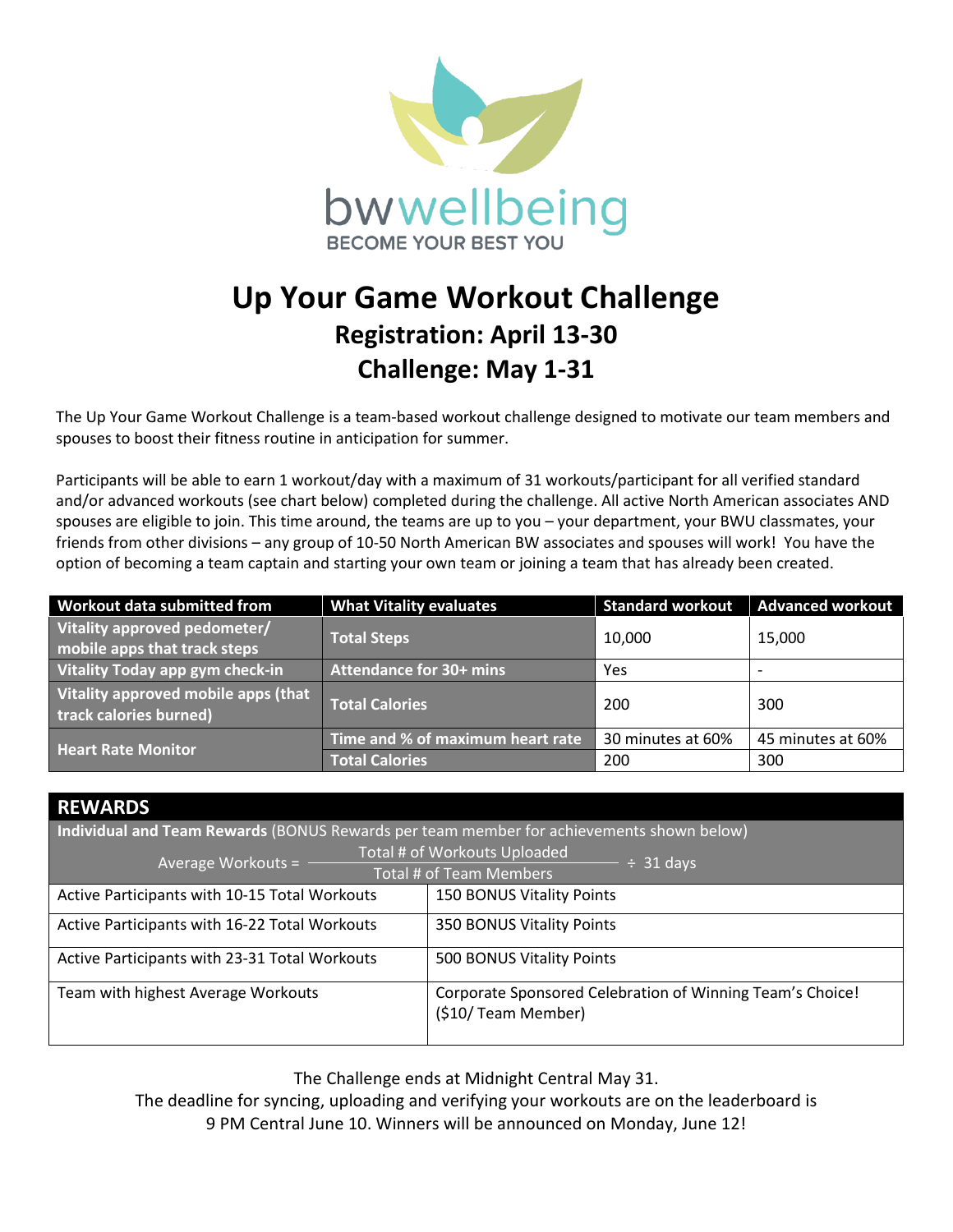bwwellbeing

BECOME YOUR BEST YOU

# Up Your Game Workout Challenge

## Registration: April 13-30

## Challenge: May 1-31

The Up Your Game Workout Challenge is a team-based workout challenge designed to motivate our team members and spouses to boost their fitness routine in anticipation for summer.

Participants will be able to earn 1 workout/day with a maximum of 31 workouts/participant for all verified standard and/or advanced workouts (see chart below) completed during the challenge. All active North American associates AND spouses are eligible to join. This time around, the teams are up to you – your department, your BWU classmates, your friends from other divisions – any group of 10-50 North American BW associates and spouses will work! You have the option of becoming a team captain and starting your own team or joining a team that has already been created.

| Workout data submitted from | What Vitality evaluates | Standard workout | Advanced workout |
|---|---|---|---|
| Vitality approved pedometer/ mobile apps that track steps | Total Steps | 10,000 | 15,000 |
| Vitality Today app gym check-in | Attendance for 30+ mins | Yes | - |
| Vitality approved mobile apps (that track calories burned) | Total Calories | 200 | 300 |
| Heart Rate Monitor | Time and % of maximum heart rate | 30 minutes at 60% | 45 minutes at 60% |
| | Total Calories | 200 | 300 |

| REWARDS | |
|---|---|
| **Individual and Team Rewards** (BONUS Rewards per team member for achievements shown below) | |
| Average Workouts = $\frac{\text{Total \# of Workouts Uploaded}}{\text{Total \# of Team Members}} \div 31$ days | |
| Active Participants with 10-15 Total Workouts | 150 BONUS Vitality Points |
| Active Participants with 16-22 Total Workouts | 350 BONUS Vitality Points |
| Active Participants with 23-31 Total Workouts | 500 BONUS Vitality Points |
| Team with highest Average Workouts | Corporate Sponsored Celebration of Winning Team's Choice! ($10/ Team Member) |

The Challenge ends at Midnight Central May 31.
The deadline for syncing, uploading and verifying your workouts are on the leaderboard is 9 PM Central June 10. Winners will be announced on Monday, June 12!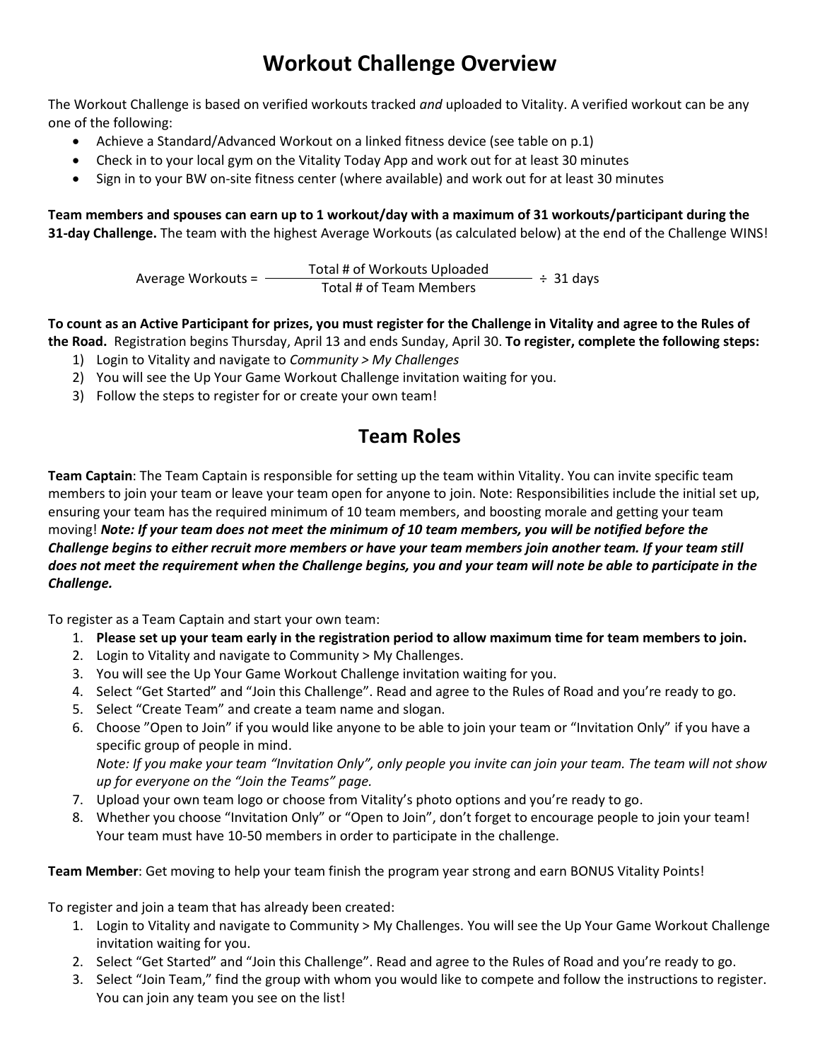# Workout Challenge Overview

The Workout Challenge is based on verified workouts tracked *and* uploaded to Vitality. A verified workout can be any one of the following:

- Achieve a Standard/Advanced Workout on a linked fitness device (see table on p.1)
- Check in to your local gym on the Vitality Today App and work out for at least 30 minutes
- Sign in to your BW on-site fitness center (where available) and work out for at least 30 minutes

**Team members and spouses can earn up to 1 workout/day with a maximum of 31 workouts/participant during the 31-day Challenge.** The team with the highest Average Workouts (as calculated below) at the end of the Challenge WINS!

$$\text{Average Workouts} = \frac{\text{Total \# of Workouts Uploaded}}{\text{Total \# of Team Members}} \div 31 \text{ days}$$

**To count as an Active Participant for prizes, you must register for the Challenge in Vitality and agree to the Rules of the Road.** Registration begins Thursday, April 13 and ends Sunday, April 30. **To register, complete the following steps:**

1) Login to Vitality and navigate to *Community > My Challenges*
2) You will see the Up Your Game Workout Challenge invitation waiting for you.
3) Follow the steps to register for or create your own team!

## Team Roles

**Team Captain**: The Team Captain is responsible for setting up the team within Vitality. You can invite specific team members to join your team or leave your team open for anyone to join. Note: Responsibilities include the initial set up, ensuring your team has the required minimum of 10 team members, and boosting morale and getting your team moving! ***Note: If your team does not meet the minimum of 10 team members, you will be notified before the Challenge begins to either recruit more members or have your team members join another team. If your team still does not meet the requirement when the Challenge begins, you and your team will note be able to participate in the Challenge.***

To register as a Team Captain and start your own team:

1. **Please set up your team early in the registration period to allow maximum time for team members to join.**
2. Login to Vitality and navigate to Community > My Challenges.
3. You will see the Up Your Game Workout Challenge invitation waiting for you.
4. Select "Get Started" and "Join this Challenge". Read and agree to the Rules of Road and you're ready to go.
5. Select "Create Team" and create a team name and slogan.
6. Choose "Open to Join" if you would like anyone to be able to join your team or "Invitation Only" if you have a specific group of people in mind.
   *Note: If you make your team "Invitation Only", only people you invite can join your team. The team will not show up for everyone on the "Join the Teams" page.*
7. Upload your own team logo or choose from Vitality's photo options and you're ready to go.
8. Whether you choose "Invitation Only" or "Open to Join", don't forget to encourage people to join your team! Your team must have 10-50 members in order to participate in the challenge.

**Team Member**: Get moving to help your team finish the program year strong and earn BONUS Vitality Points!

To register and join a team that has already been created:

1. Login to Vitality and navigate to Community > My Challenges. You will see the Up Your Game Workout Challenge invitation waiting for you.
2. Select "Get Started" and "Join this Challenge". Read and agree to the Rules of Road and you're ready to go.
3. Select "Join Team," find the group with whom you would like to compete and follow the instructions to register. You can join any team you see on the list!